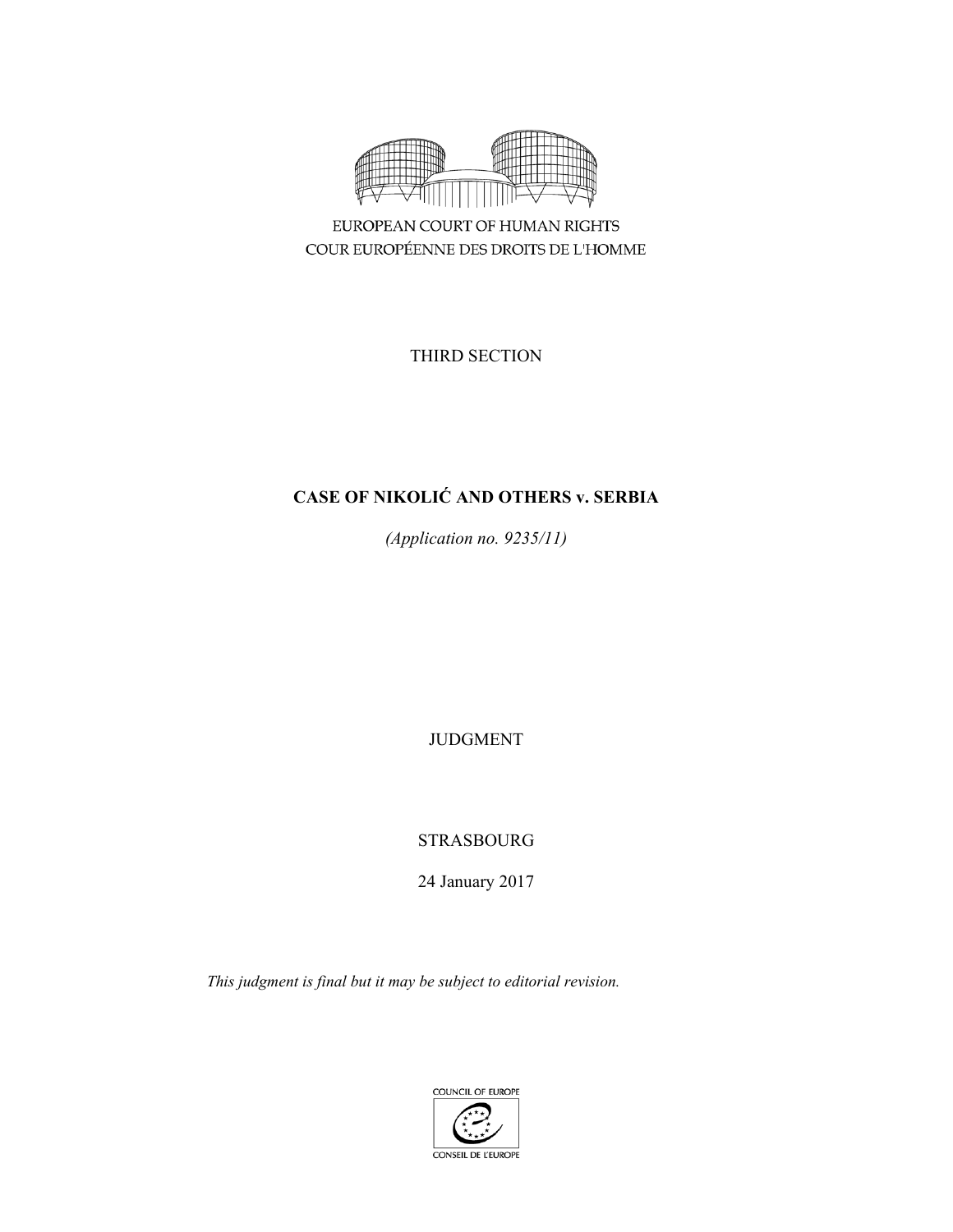EUROPEAN COURT OF HUMAN RIGHTS
COUR EUROPÉENNE DES DROITS DE L'HOMME

THIRD SECTION

# CASE OF NIKOLIĆ AND OTHERS v. SERBIA

*(Application no. 9235/11)*

JUDGMENT

STRASBOURG

24 January 2017

*This judgment is final but it may be subject to editorial revision.*

COUNCIL OF EUROPE
CONSEIL DE L'EUROPE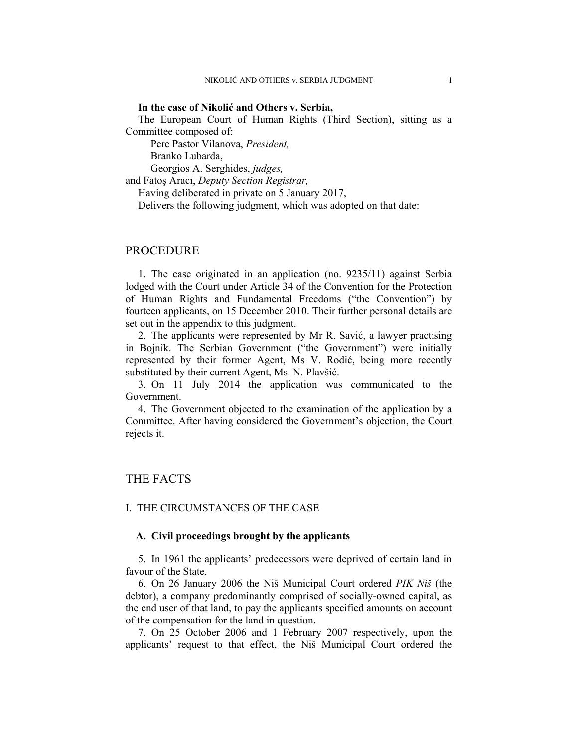**In the case of Nikolić and Others v. Serbia,**

The European Court of Human Rights (Third Section), sitting as a Committee composed of:

Pere Pastor Vilanova, *President,*
Branko Lubarda,
Georgios A. Serghides, *judges,*
and Fatoş Aracı, *Deputy Section Registrar,*

Having deliberated in private on 5 January 2017,

Delivers the following judgment, which was adopted on that date:

# PROCEDURE

1. The case originated in an application (no. 9235/11) against Serbia lodged with the Court under Article 34 of the Convention for the Protection of Human Rights and Fundamental Freedoms ("the Convention") by fourteen applicants, on 15 December 2010. Their further personal details are set out in the appendix to this judgment.

2. The applicants were represented by Mr R. Savić, a lawyer practising in Bojnik. The Serbian Government ("the Government") were initially represented by their former Agent, Ms V. Rodić, being more recently substituted by their current Agent, Ms. N. Plavšić.

3. On 11 July 2014 the application was communicated to the Government.

4. The Government objected to the examination of the application by a Committee. After having considered the Government's objection, the Court rejects it.

# THE FACTS

## I. THE CIRCUMSTANCES OF THE CASE

### A. Civil proceedings brought by the applicants

5. In 1961 the applicants' predecessors were deprived of certain land in favour of the State.

6. On 26 January 2006 the Niš Municipal Court ordered *PIK Niš* (the debtor), a company predominantly comprised of socially-owned capital, as the end user of that land, to pay the applicants specified amounts on account of the compensation for the land in question.

7. On 25 October 2006 and 1 February 2007 respectively, upon the applicants' request to that effect, the Niš Municipal Court ordered the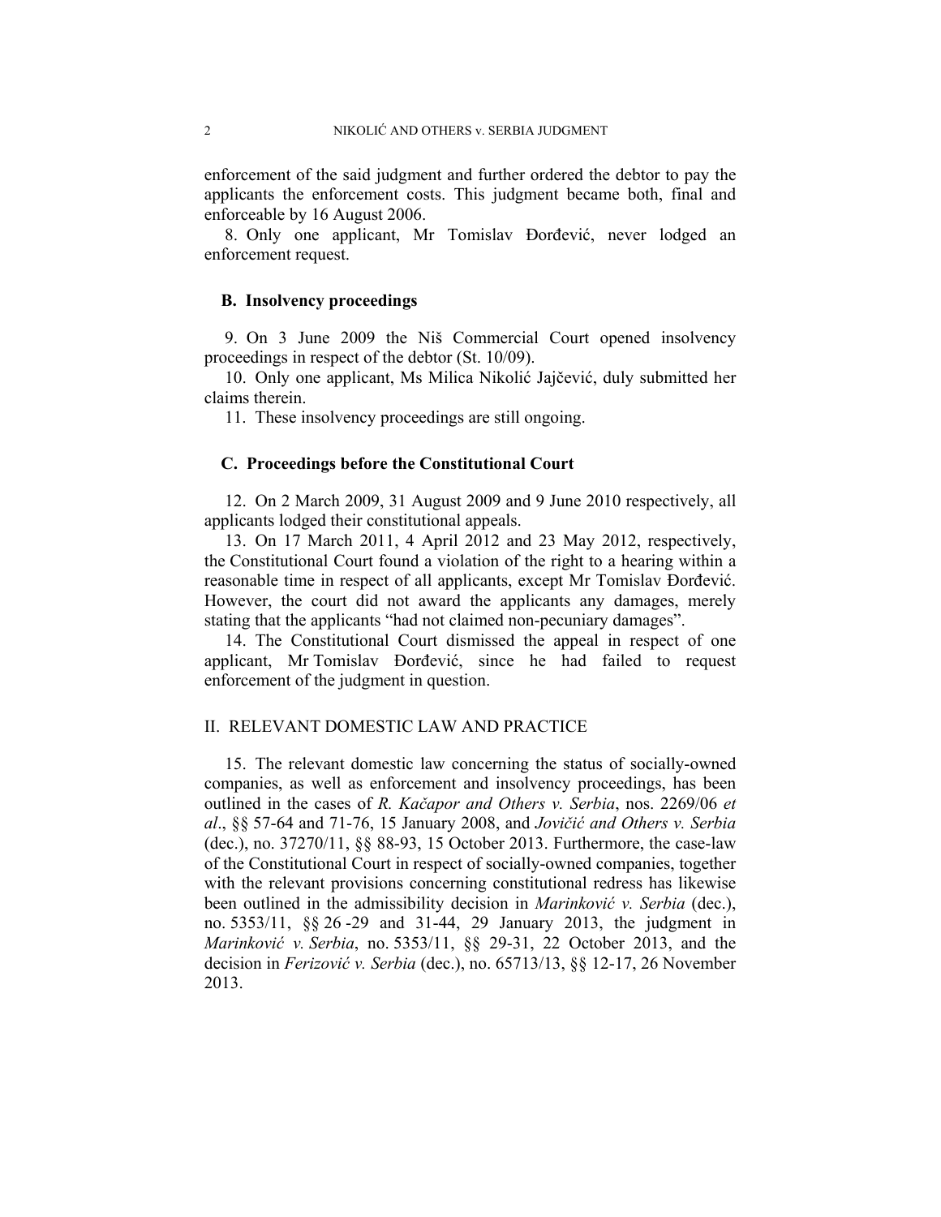enforcement of the said judgment and further ordered the debtor to pay the applicants the enforcement costs. This judgment became both, final and enforceable by 16 August 2006.

8. Only one applicant, Mr Tomislav Đorđević, never lodged an enforcement request.

### B. Insolvency proceedings

9. On 3 June 2009 the Niš Commercial Court opened insolvency proceedings in respect of the debtor (St. 10/09).

10. Only one applicant, Ms Milica Nikolić Jajčević, duly submitted her claims therein.

11. These insolvency proceedings are still ongoing.

### C. Proceedings before the Constitutional Court

12. On 2 March 2009, 31 August 2009 and 9 June 2010 respectively, all applicants lodged their constitutional appeals.

13. On 17 March 2011, 4 April 2012 and 23 May 2012, respectively, the Constitutional Court found a violation of the right to a hearing within a reasonable time in respect of all applicants, except Mr Tomislav Đorđević. However, the court did not award the applicants any damages, merely stating that the applicants "had not claimed non-pecuniary damages".

14. The Constitutional Court dismissed the appeal in respect of one applicant, Mr Tomislav Đorđević, since he had failed to request enforcement of the judgment in question.

## II. RELEVANT DOMESTIC LAW AND PRACTICE

15. The relevant domestic law concerning the status of socially-owned companies, as well as enforcement and insolvency proceedings, has been outlined in the cases of *R. Kačapor and Others v. Serbia*, nos. 2269/06 *et al*., §§ 57-64 and 71-76, 15 January 2008, and *Jovičić and Others v. Serbia* (dec.), no. 37270/11, §§ 88-93, 15 October 2013. Furthermore, the case-law of the Constitutional Court in respect of socially-owned companies, together with the relevant provisions concerning constitutional redress has likewise been outlined in the admissibility decision in *Marinković v. Serbia* (dec.), no. 5353/11, §§ 26 -29 and 31-44, 29 January 2013, the judgment in *Marinković v. Serbia*, no. 5353/11, §§ 29-31, 22 October 2013, and the decision in *Ferizović v. Serbia* (dec.), no. 65713/13, §§ 12-17, 26 November 2013.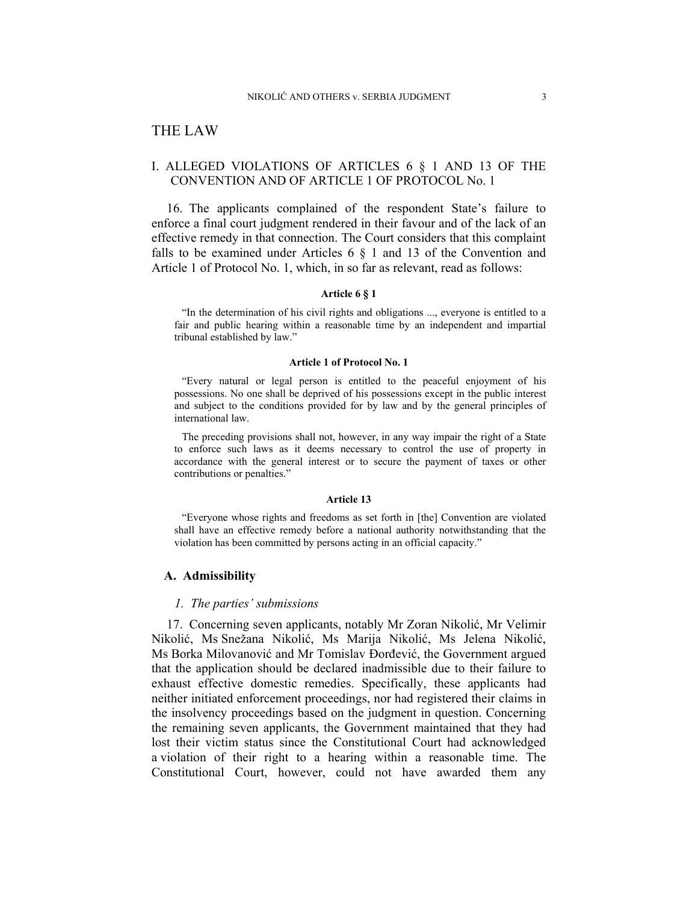# THE LAW

## I. ALLEGED VIOLATIONS OF ARTICLES 6 § 1 AND 13 OF THE CONVENTION AND OF ARTICLE 1 OF PROTOCOL No. 1

16. The applicants complained of the respondent State's failure to enforce a final court judgment rendered in their favour and of the lack of an effective remedy in that connection. The Court considers that this complaint falls to be examined under Articles 6 § 1 and 13 of the Convention and Article 1 of Protocol No. 1, which, in so far as relevant, read as follows:

**Article 6 § 1**

> "In the determination of his civil rights and obligations ..., everyone is entitled to a fair and public hearing within a reasonable time by an independent and impartial tribunal established by law."

**Article 1 of Protocol No. 1**

> "Every natural or legal person is entitled to the peaceful enjoyment of his possessions. No one shall be deprived of his possessions except in the public interest and subject to the conditions provided for by law and by the general principles of international law.
>
> The preceding provisions shall not, however, in any way impair the right of a State to enforce such laws as it deems necessary to control the use of property in accordance with the general interest or to secure the payment of taxes or other contributions or penalties."

**Article 13**

> "Everyone whose rights and freedoms as set forth in [the] Convention are violated shall have an effective remedy before a national authority notwithstanding that the violation has been committed by persons acting in an official capacity."

### A. Admissibility

#### *1. The parties' submissions*

17. Concerning seven applicants, notably Mr Zoran Nikolić, Mr Velimir Nikolić, Ms Snežana Nikolić, Ms Marija Nikolić, Ms Jelena Nikolić, Ms Borka Milovanović and Mr Tomislav Đorđević, the Government argued that the application should be declared inadmissible due to their failure to exhaust effective domestic remedies. Specifically, these applicants had neither initiated enforcement proceedings, nor had registered their claims in the insolvency proceedings based on the judgment in question. Concerning the remaining seven applicants, the Government maintained that they had lost their victim status since the Constitutional Court had acknowledged a violation of their right to a hearing within a reasonable time. The Constitutional Court, however, could not have awarded them any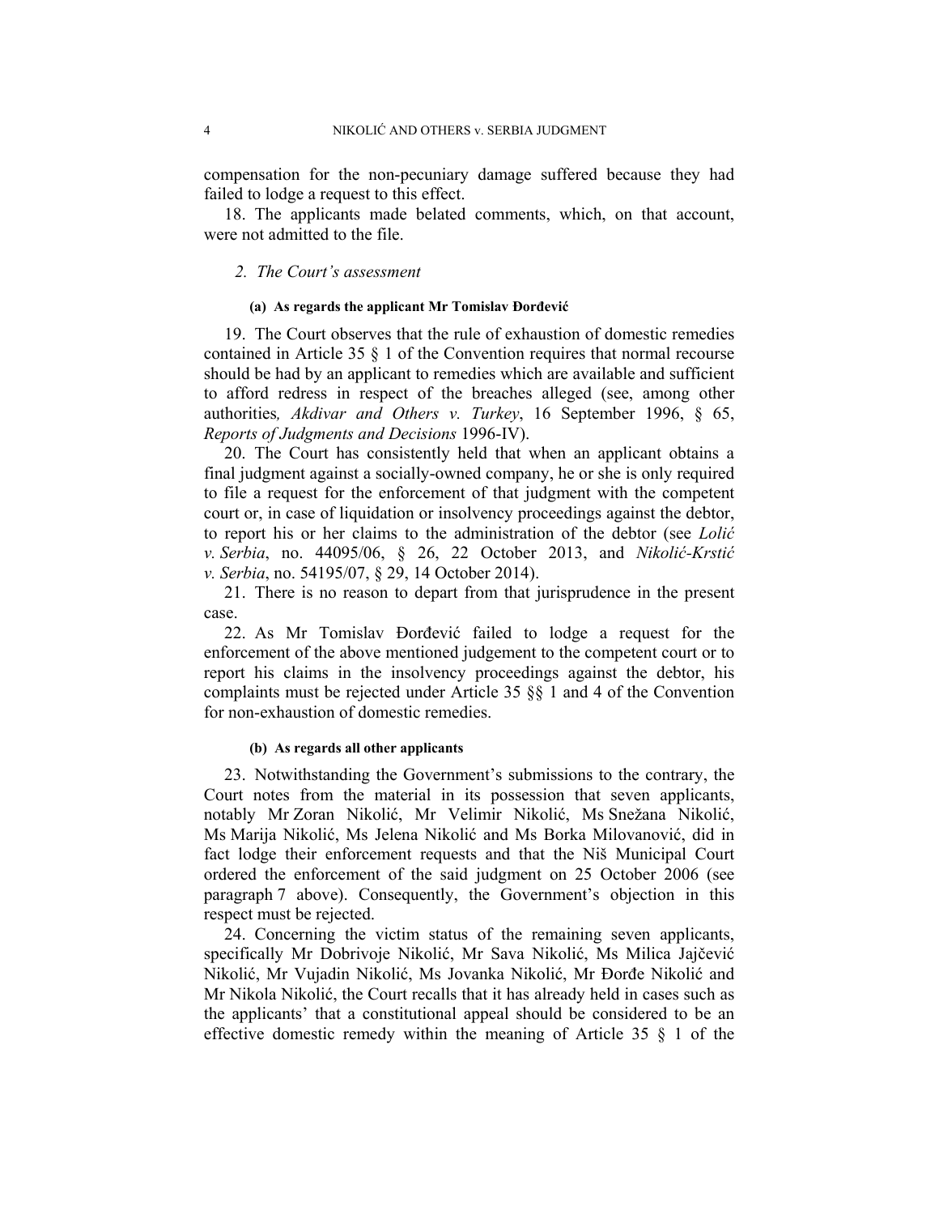compensation for the non-pecuniary damage suffered because they had failed to lodge a request to this effect.

18. The applicants made belated comments, which, on that account, were not admitted to the file.

### 2. The Court's assessment

#### (a) As regards the applicant Mr Tomislav Đorđević

19. The Court observes that the rule of exhaustion of domestic remedies contained in Article 35 § 1 of the Convention requires that normal recourse should be had by an applicant to remedies which are available and sufficient to afford redress in respect of the breaches alleged (see, among other authorities*, Akdivar and Others v. Turkey*, 16 September 1996, § 65, *Reports of Judgments and Decisions* 1996-IV).

20. The Court has consistently held that when an applicant obtains a final judgment against a socially-owned company, he or she is only required to file a request for the enforcement of that judgment with the competent court or, in case of liquidation or insolvency proceedings against the debtor, to report his or her claims to the administration of the debtor (see *Lolić v. Serbia*, no. 44095/06, § 26, 22 October 2013, and *Nikolić-Krstić v. Serbia*, no. 54195/07, § 29, 14 October 2014).

21. There is no reason to depart from that jurisprudence in the present case.

22. As Mr Tomislav Đorđević failed to lodge a request for the enforcement of the above mentioned judgement to the competent court or to report his claims in the insolvency proceedings against the debtor, his complaints must be rejected under Article 35 §§ 1 and 4 of the Convention for non-exhaustion of domestic remedies.

#### (b) As regards all other applicants

23. Notwithstanding the Government's submissions to the contrary, the Court notes from the material in its possession that seven applicants, notably Mr Zoran Nikolić, Mr Velimir Nikolić, Ms Snežana Nikolić, Ms Marija Nikolić, Ms Jelena Nikolić and Ms Borka Milovanović, did in fact lodge their enforcement requests and that the Niš Municipal Court ordered the enforcement of the said judgment on 25 October 2006 (see paragraph 7 above). Consequently, the Government's objection in this respect must be rejected.

24. Concerning the victim status of the remaining seven applicants, specifically Mr Dobrivoje Nikolić, Mr Sava Nikolić, Ms Milica Jajčević Nikolić, Mr Vujadin Nikolić, Ms Jovanka Nikolić, Mr Đorđe Nikolić and Mr Nikola Nikolić, the Court recalls that it has already held in cases such as the applicants' that a constitutional appeal should be considered to be an effective domestic remedy within the meaning of Article 35 § 1 of the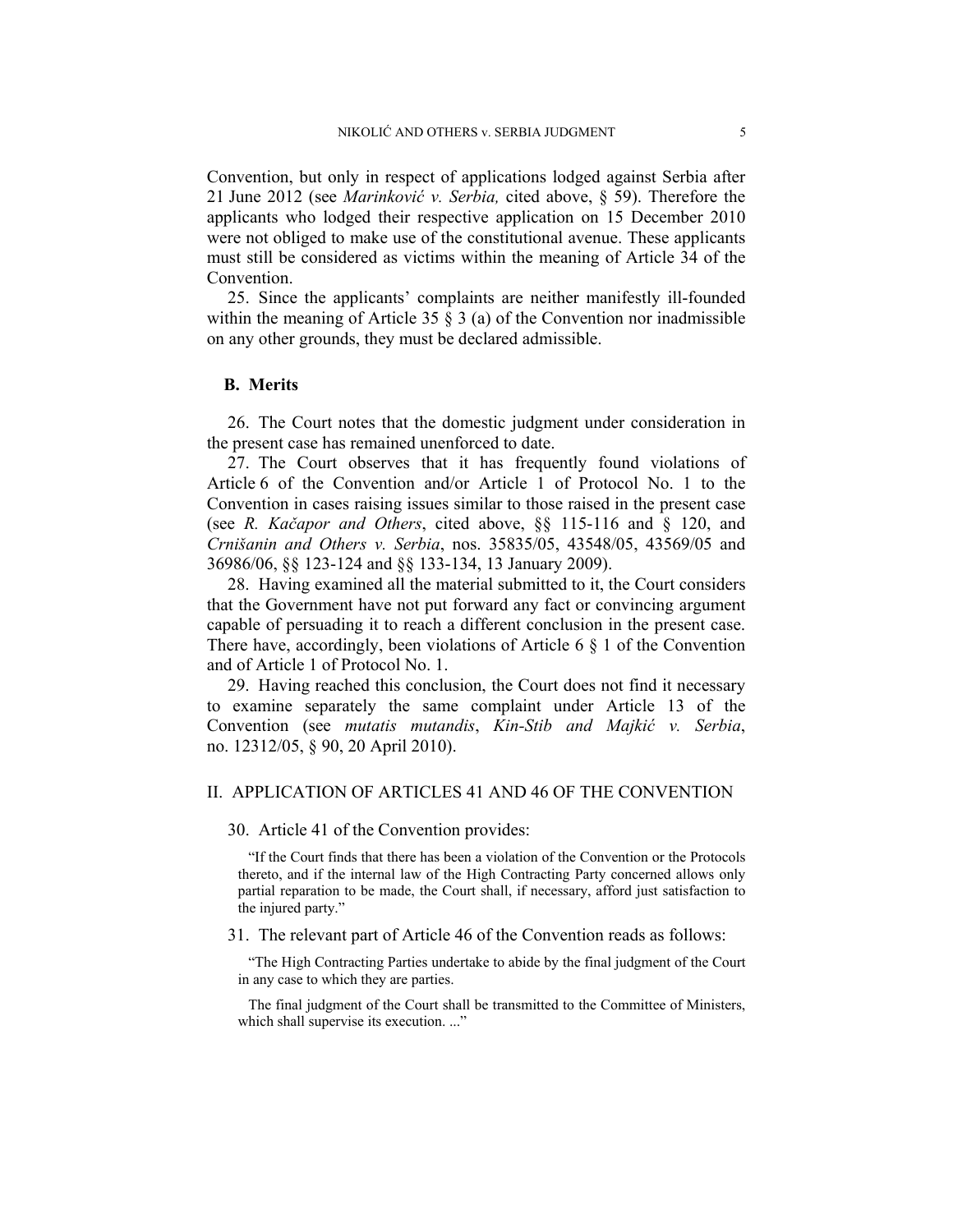Convention, but only in respect of applications lodged against Serbia after 21 June 2012 (see *Marinković v. Serbia,* cited above, § 59). Therefore the applicants who lodged their respective application on 15 December 2010 were not obliged to make use of the constitutional avenue. These applicants must still be considered as victims within the meaning of Article 34 of the Convention.

25. Since the applicants' complaints are neither manifestly ill-founded within the meaning of Article 35 § 3 (a) of the Convention nor inadmissible on any other grounds, they must be declared admissible.

## B. Merits

26. The Court notes that the domestic judgment under consideration in the present case has remained unenforced to date.

27. The Court observes that it has frequently found violations of Article 6 of the Convention and/or Article 1 of Protocol No. 1 to the Convention in cases raising issues similar to those raised in the present case (see *R. Kačapor and Others*, cited above, §§ 115-116 and § 120, and *Crnišanin and Others v. Serbia*, nos. 35835/05, 43548/05, 43569/05 and 36986/06, §§ 123-124 and §§ 133-134, 13 January 2009).

28. Having examined all the material submitted to it, the Court considers that the Government have not put forward any fact or convincing argument capable of persuading it to reach a different conclusion in the present case. There have, accordingly, been violations of Article 6 § 1 of the Convention and of Article 1 of Protocol No. 1.

29. Having reached this conclusion, the Court does not find it necessary to examine separately the same complaint under Article 13 of the Convention (see *mutatis mutandis*, *Kin-Stib and Majkić v. Serbia*, no. 12312/05, § 90, 20 April 2010).

# II. APPLICATION OF ARTICLES 41 AND 46 OF THE CONVENTION

30. Article 41 of the Convention provides:

> "If the Court finds that there has been a violation of the Convention or the Protocols thereto, and if the internal law of the High Contracting Party concerned allows only partial reparation to be made, the Court shall, if necessary, afford just satisfaction to the injured party."

31. The relevant part of Article 46 of the Convention reads as follows:

> "The High Contracting Parties undertake to abide by the final judgment of the Court in any case to which they are parties.
>
> The final judgment of the Court shall be transmitted to the Committee of Ministers, which shall supervise its execution. ..."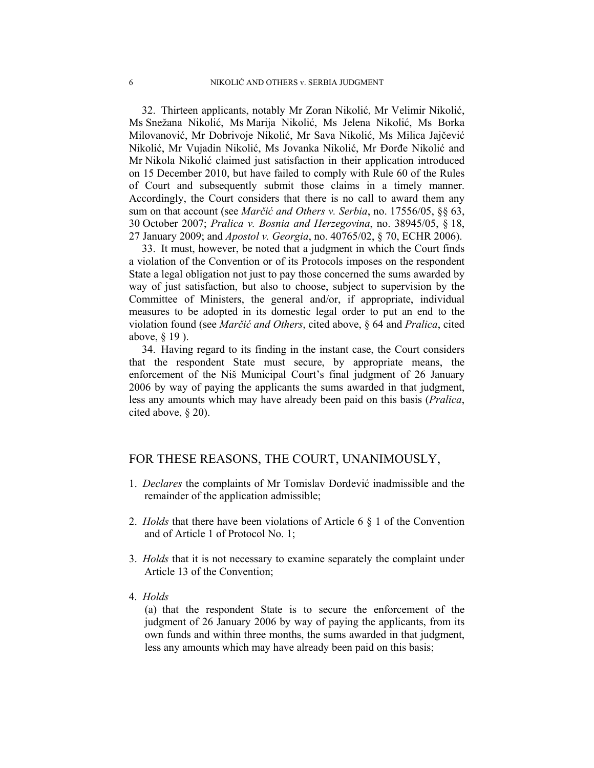32. Thirteen applicants, notably Mr Zoran Nikolić, Mr Velimir Nikolić, Ms Snežana Nikolić, Ms Marija Nikolić, Ms Jelena Nikolić, Ms Borka Milovanović, Mr Dobrivoje Nikolić, Mr Sava Nikolić, Ms Milica Jajčević Nikolić, Mr Vujadin Nikolić, Ms Jovanka Nikolić, Mr Đorđe Nikolić and Mr Nikola Nikolić claimed just satisfaction in their application introduced on 15 December 2010, but have failed to comply with Rule 60 of the Rules of Court and subsequently submit those claims in a timely manner. Accordingly, the Court considers that there is no call to award them any sum on that account (see *Marčić and Others v. Serbia*, no. 17556/05, §§ 63, 30 October 2007; *Pralica v. Bosnia and Herzegovina*, no. 38945/05, § 18, 27 January 2009; and *Apostol v. Georgia*, no. 40765/02, § 70, ECHR 2006).

33. It must, however, be noted that a judgment in which the Court finds a violation of the Convention or of its Protocols imposes on the respondent State a legal obligation not just to pay those concerned the sums awarded by way of just satisfaction, but also to choose, subject to supervision by the Committee of Ministers, the general and/or, if appropriate, individual measures to be adopted in its domestic legal order to put an end to the violation found (see *Marčić and Others*, cited above, § 64 and *Pralica*, cited above, § 19 ).

34. Having regard to its finding in the instant case, the Court considers that the respondent State must secure, by appropriate means, the enforcement of the Niš Municipal Court's final judgment of 26 January 2006 by way of paying the applicants the sums awarded in that judgment, less any amounts which may have already been paid on this basis (*Pralica*, cited above, § 20).

## FOR THESE REASONS, THE COURT, UNANIMOUSLY,

1. *Declares* the complaints of Mr Tomislav Đorđević inadmissible and the remainder of the application admissible;

2. *Holds* that there have been violations of Article 6 § 1 of the Convention and of Article 1 of Protocol No. 1;

3. *Holds* that it is not necessary to examine separately the complaint under Article 13 of the Convention;

4. *Holds*

   (a) that the respondent State is to secure the enforcement of the judgment of 26 January 2006 by way of paying the applicants, from its own funds and within three months, the sums awarded in that judgment, less any amounts which may have already been paid on this basis;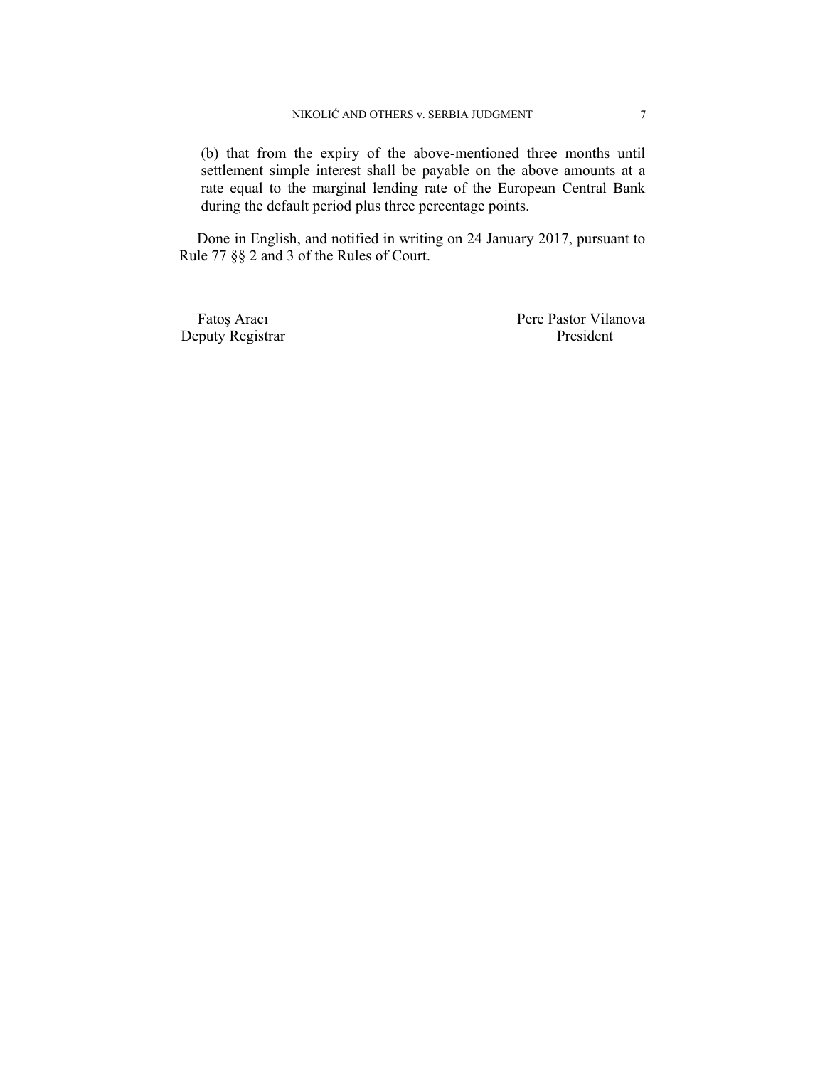(b) that from the expiry of the above-mentioned three months until settlement simple interest shall be payable on the above amounts at a rate equal to the marginal lending rate of the European Central Bank during the default period plus three percentage points.

Done in English, and notified in writing on 24 January 2017, pursuant to Rule 77 §§ 2 and 3 of the Rules of Court.

| Fatoş Aracı | Pere Pastor Vilanova |
|---|---|
| Deputy Registrar | President |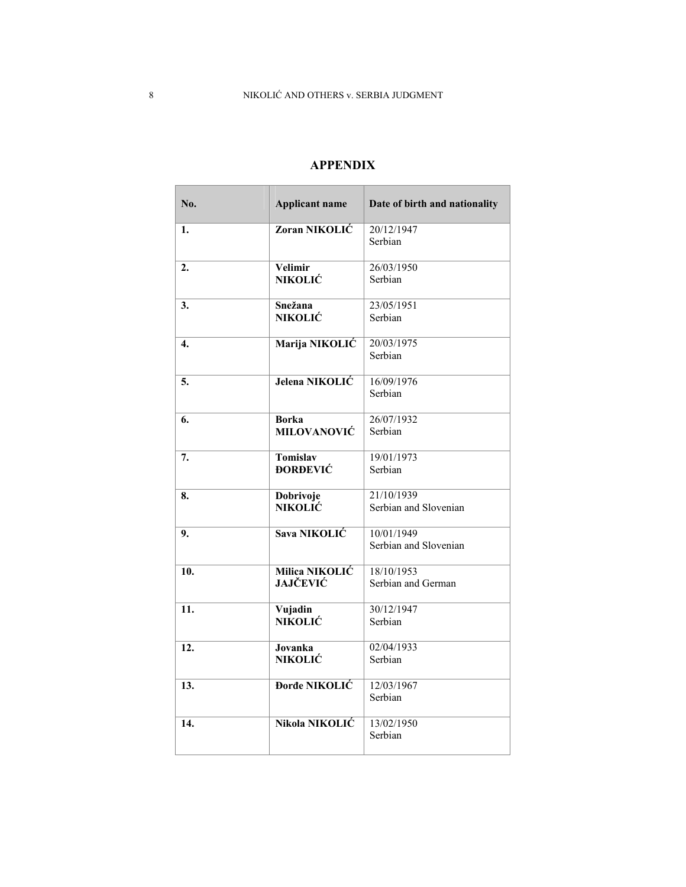## APPENDIX

| No. | Applicant name | Date of birth and nationality |
|---|---|---|
| 1. | **Zoran NIKOLIĆ** | 20/12/1947<br>Serbian |
| 2. | **Velimir NIKOLIĆ** | 26/03/1950<br>Serbian |
| 3. | **Snežana NIKOLIĆ** | 23/05/1951<br>Serbian |
| 4. | **Marija NIKOLIĆ** | 20/03/1975<br>Serbian |
| 5. | **Jelena NIKOLIĆ** | 16/09/1976<br>Serbian |
| 6. | **Borka MILOVANOVIĆ** | 26/07/1932<br>Serbian |
| 7. | **Tomislav ĐORĐEVIĆ** | 19/01/1973<br>Serbian |
| 8. | **Dobrivoje NIKOLIĆ** | 21/10/1939<br>Serbian and Slovenian |
| 9. | **Sava NIKOLIĆ** | 10/01/1949<br>Serbian and Slovenian |
| 10. | **Milica NIKOLIĆ JAJČEVIĆ** | 18/10/1953<br>Serbian and German |
| 11. | **Vujadin NIKOLIĆ** | 30/12/1947<br>Serbian |
| 12. | **Jovanka NIKOLIĆ** | 02/04/1933<br>Serbian |
| 13. | **Đorđe NIKOLIĆ** | 12/03/1967<br>Serbian |
| 14. | **Nikola NIKOLIĆ** | 13/02/1950<br>Serbian |